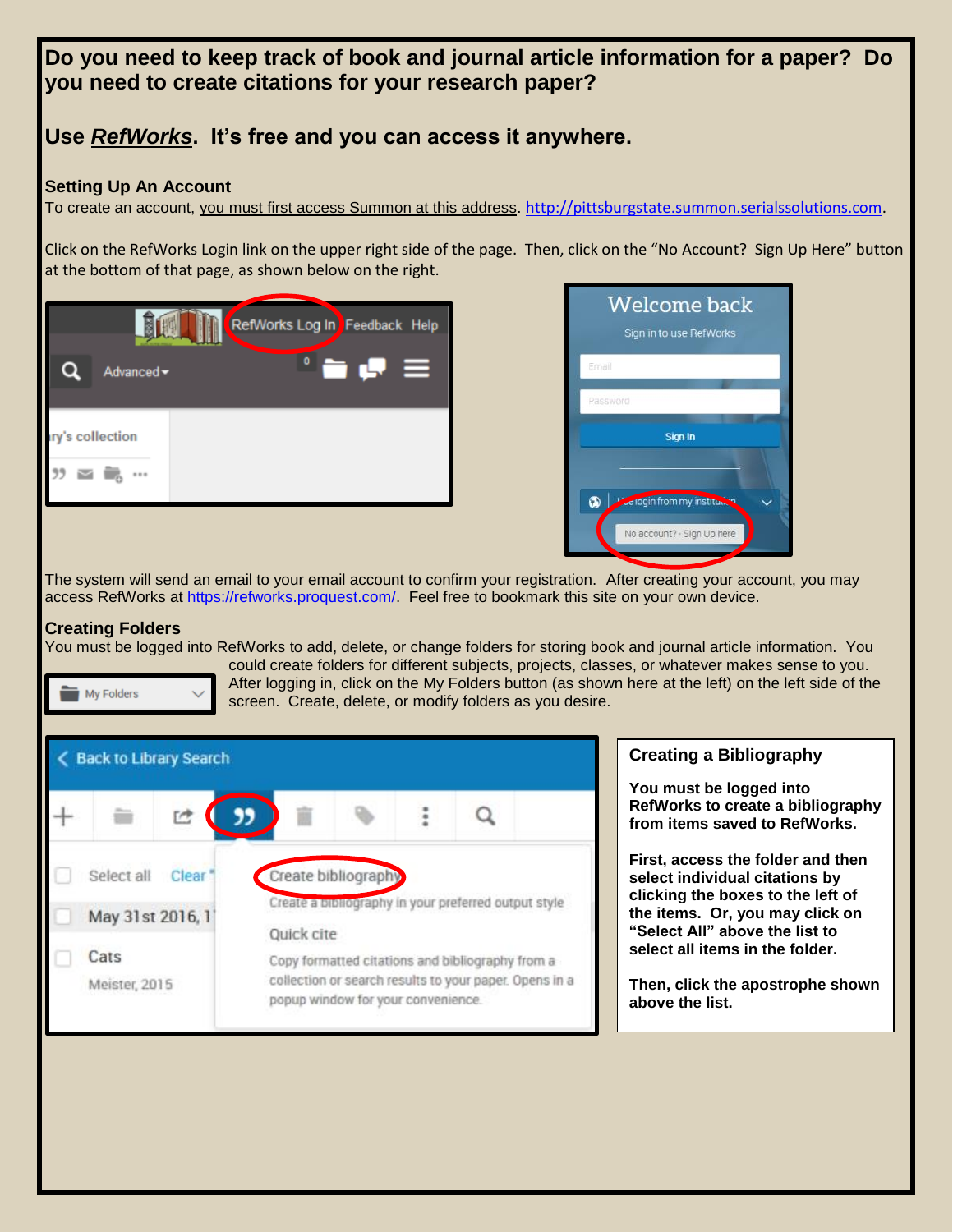**Do you need to keep track of book and journal article information for a paper? Do you need to create citations for your research paper?**

**Use *RefWorks*. It's free and you can access it anywhere.**

### Setting Up An Account

To create an account, you must first access Summon at this address. http://pittsburgstate.summon.serialssolutions.com.

Click on the RefWorks Login link on the upper right side of the page. Then, click on the "No Account? Sign Up Here" button at the bottom of that page, as shown below on the right.

The system will send an email to your email account to confirm your registration. After creating your account, you may access RefWorks at https://refworks.proquest.com/. Feel free to bookmark this site on your own device.

### Creating Folders

You must be logged into RefWorks to add, delete, or change folders for storing book and journal article information. You could create folders for different subjects, projects, classes, or whatever makes sense to you. After logging in, click on the My Folders button (as shown here at the left) on the left side of the screen. Create, delete, or modify folders as you desire.

### Creating a Bibliography

**You must be logged into RefWorks to create a bibliography from items saved to RefWorks.**

**First, access the folder and then select individual citations by clicking the boxes to the left of the items. Or, you may click on "Select All" above the list to select all items in the folder.**

**Then, click the apostrophe shown above the list.**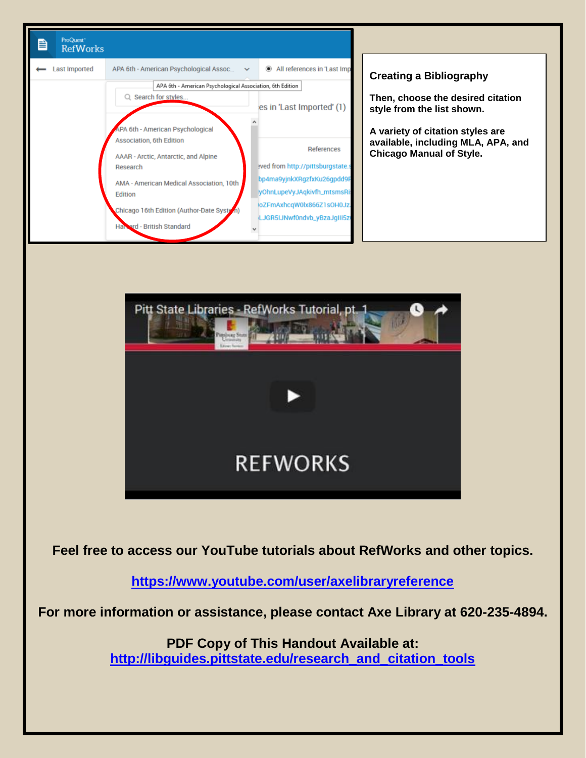**Creating a Bibliography**

**Then, choose the desired citation style from the list shown.**

**A variety of citation styles are available, including MLA, APA, and Chicago Manual of Style.**

**Feel free to access our YouTube tutorials about RefWorks and other topics.**

**https://www.youtube.com/user/axelibraryreference**

**For more information or assistance, please contact Axe Library at 620-235-4894.**

**PDF Copy of This Handout Available at:**
**http://libguides.pittstate.edu/research_and_citation_tools**